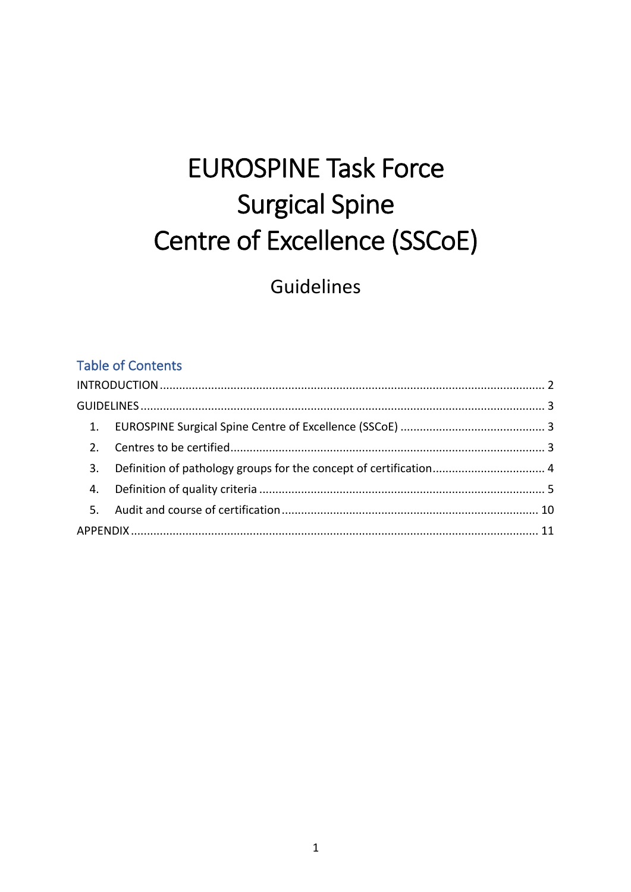# EUROSPINE Task Force Surgical Spine Centre of Excellence (SSCoE)

## Guidelines

### Table of Contents

INTRODUCTION ........................................................................................................ 2

GUIDELINES ........................................................................................................... 3

1. EUROSPINE Surgical Spine Centre of Excellence (SSCoE) .......................................... 3
2. Centres to be certified ................................................................................................ 3
3. Definition of pathology groups for the concept of certification .................................. 4
4. Definition of quality criteria ........................................................................................ 5
5. Audit and course of certification ............................................................................... 10

APPENDIX ............................................................................................................. 11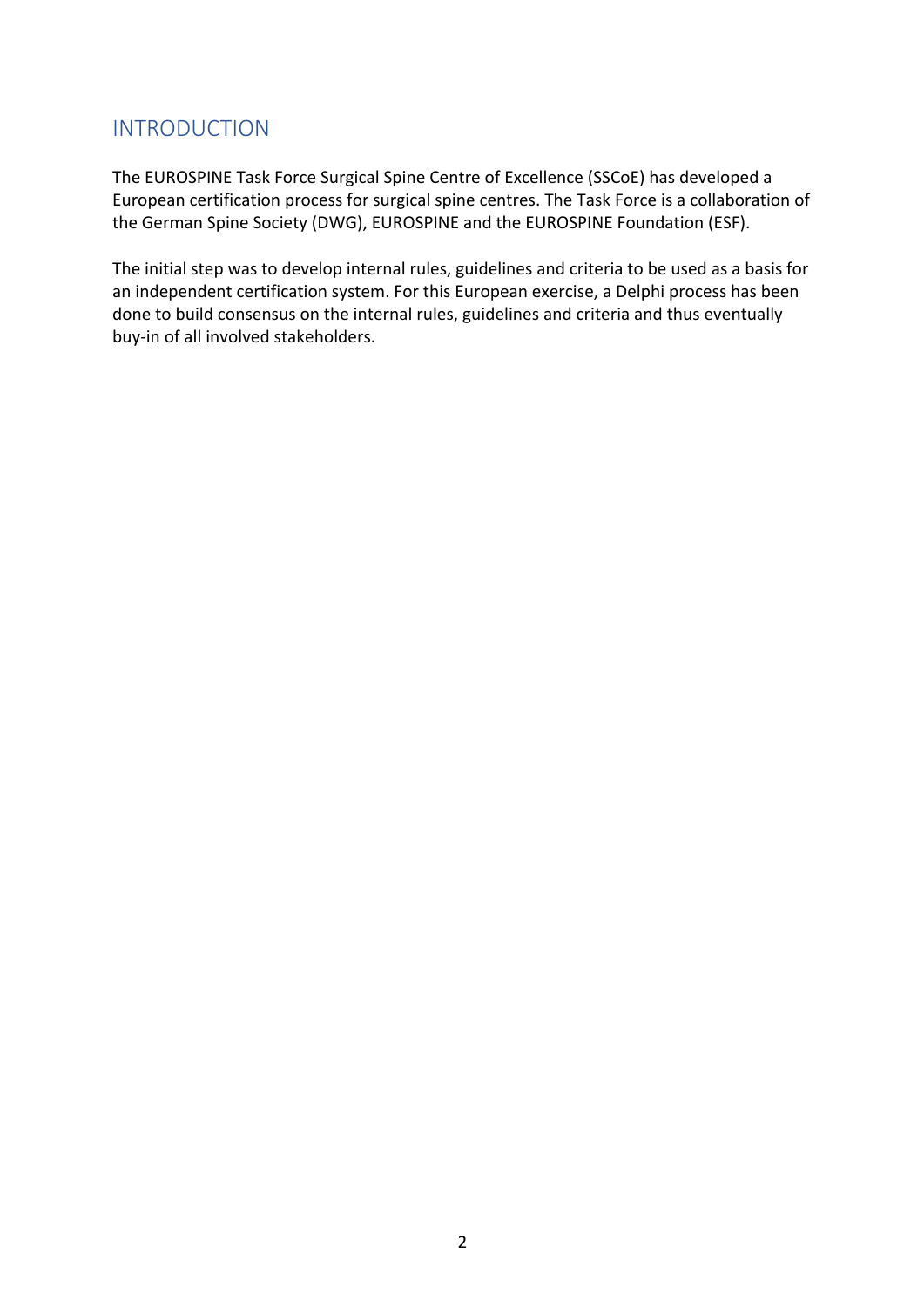## INTRODUCTION

The EUROSPINE Task Force Surgical Spine Centre of Excellence (SSCoE) has developed a European certification process for surgical spine centres. The Task Force is a collaboration of the German Spine Society (DWG), EUROSPINE and the EUROSPINE Foundation (ESF).

The initial step was to develop internal rules, guidelines and criteria to be used as a basis for an independent certification system. For this European exercise, a Delphi process has been done to build consensus on the internal rules, guidelines and criteria and thus eventually buy-in of all involved stakeholders.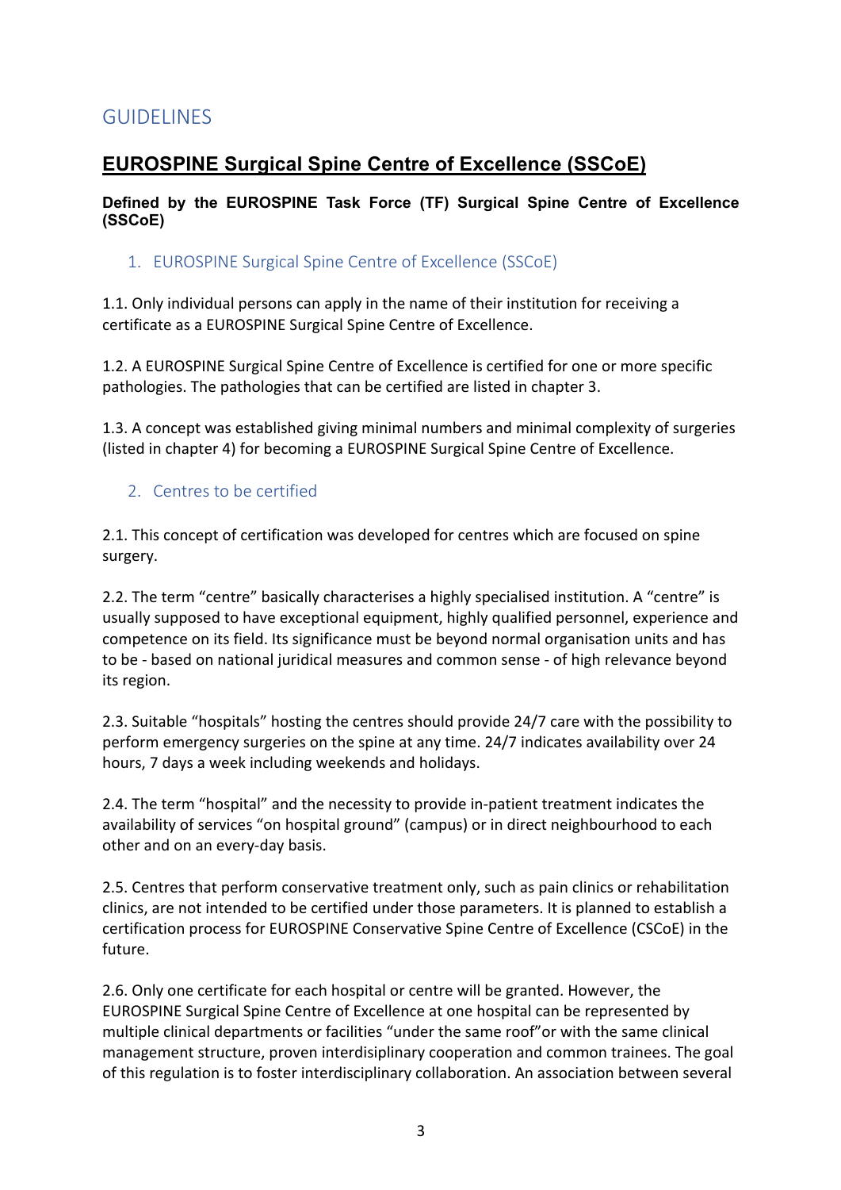# GUIDELINES

## EUROSPINE Surgical Spine Centre of Excellence (SSCoE)

**Defined by the EUROSPINE Task Force (TF) Surgical Spine Centre of Excellence (SSCoE)**

### 1. EUROSPINE Surgical Spine Centre of Excellence (SSCoE)

1.1. Only individual persons can apply in the name of their institution for receiving a certificate as a EUROSPINE Surgical Spine Centre of Excellence.

1.2. A EUROSPINE Surgical Spine Centre of Excellence is certified for one or more specific pathologies. The pathologies that can be certified are listed in chapter 3.

1.3. A concept was established giving minimal numbers and minimal complexity of surgeries (listed in chapter 4) for becoming a EUROSPINE Surgical Spine Centre of Excellence.

### 2. Centres to be certified

2.1. This concept of certification was developed for centres which are focused on spine surgery.

2.2. The term "centre" basically characterises a highly specialised institution. A "centre" is usually supposed to have exceptional equipment, highly qualified personnel, experience and competence on its field. Its significance must be beyond normal organisation units and has to be - based on national juridical measures and common sense - of high relevance beyond its region.

2.3. Suitable "hospitals" hosting the centres should provide 24/7 care with the possibility to perform emergency surgeries on the spine at any time. 24/7 indicates availability over 24 hours, 7 days a week including weekends and holidays.

2.4. The term "hospital" and the necessity to provide in-patient treatment indicates the availability of services "on hospital ground" (campus) or in direct neighbourhood to each other and on an every-day basis.

2.5. Centres that perform conservative treatment only, such as pain clinics or rehabilitation clinics, are not intended to be certified under those parameters. It is planned to establish a certification process for EUROSPINE Conservative Spine Centre of Excellence (CSCoE) in the future.

2.6. Only one certificate for each hospital or centre will be granted. However, the EUROSPINE Surgical Spine Centre of Excellence at one hospital can be represented by multiple clinical departments or facilities "under the same roof"or with the same clinical management structure, proven interdisiplinary cooperation and common trainees. The goal of this regulation is to foster interdisciplinary collaboration. An association between several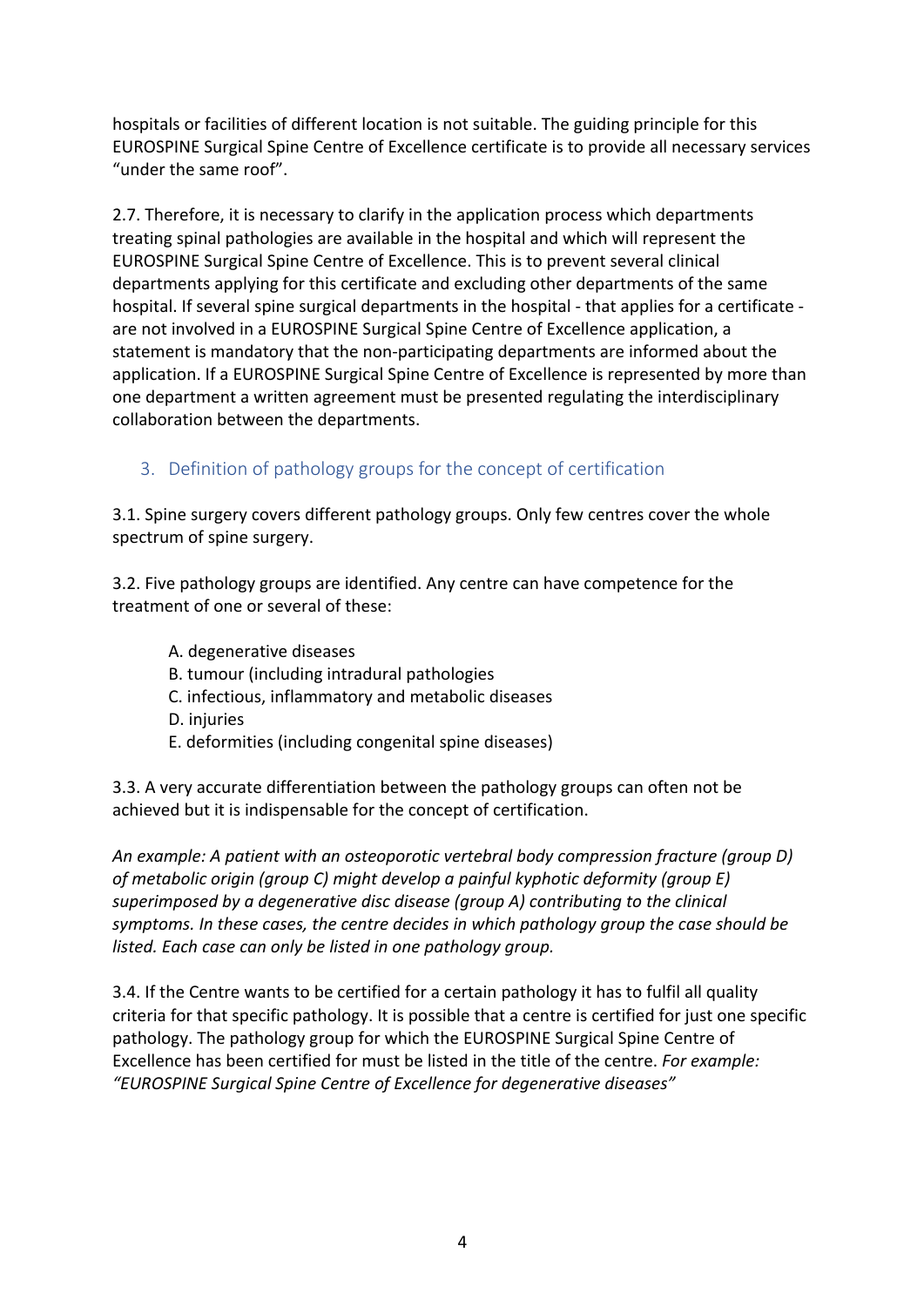hospitals or facilities of different location is not suitable. The guiding principle for this EUROSPINE Surgical Spine Centre of Excellence certificate is to provide all necessary services "under the same roof".

2.7. Therefore, it is necessary to clarify in the application process which departments treating spinal pathologies are available in the hospital and which will represent the EUROSPINE Surgical Spine Centre of Excellence. This is to prevent several clinical departments applying for this certificate and excluding other departments of the same hospital. If several spine surgical departments in the hospital - that applies for a certificate - are not involved in a EUROSPINE Surgical Spine Centre of Excellence application, a statement is mandatory that the non-participating departments are informed about the application. If a EUROSPINE Surgical Spine Centre of Excellence is represented by more than one department a written agreement must be presented regulating the interdisciplinary collaboration between the departments.

## 3. Definition of pathology groups for the concept of certification

3.1. Spine surgery covers different pathology groups. Only few centres cover the whole spectrum of spine surgery.

3.2. Five pathology groups are identified. Any centre can have competence for the treatment of one or several of these:

A. degenerative diseases
B. tumour (including intradural pathologies
C. infectious, inflammatory and metabolic diseases
D. injuries
E. deformities (including congenital spine diseases)

3.3. A very accurate differentiation between the pathology groups can often not be achieved but it is indispensable for the concept of certification.

*An example: A patient with an osteoporotic vertebral body compression fracture (group D) of metabolic origin (group C) might develop a painful kyphotic deformity (group E) superimposed by a degenerative disc disease (group A) contributing to the clinical symptoms. In these cases, the centre decides in which pathology group the case should be listed. Each case can only be listed in one pathology group.*

3.4. If the Centre wants to be certified for a certain pathology it has to fulfil all quality criteria for that specific pathology. It is possible that a centre is certified for just one specific pathology. The pathology group for which the EUROSPINE Surgical Spine Centre of Excellence has been certified for must be listed in the title of the centre. *For example: "EUROSPINE Surgical Spine Centre of Excellence for degenerative diseases"*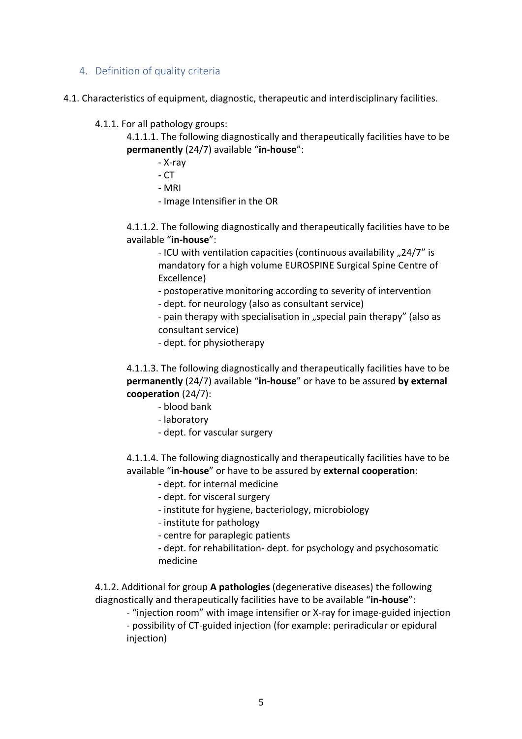## 4. Definition of quality criteria

4.1. Characteristics of equipment, diagnostic, therapeutic and interdisciplinary facilities.

4.1.1. For all pathology groups:

4.1.1.1. The following diagnostically and therapeutically facilities have to be **permanently** (24/7) available "**in-house**":

- X-ray
- CT
- MRI
- Image Intensifier in the OR

4.1.1.2. The following diagnostically and therapeutically facilities have to be available "**in-house**":

- ICU with ventilation capacities (continuous availability „24/7" is mandatory for a high volume EUROSPINE Surgical Spine Centre of Excellence)
- postoperative monitoring according to severity of intervention
- dept. for neurology (also as consultant service)
- pain therapy with specialisation in „special pain therapy" (also as consultant service)
- dept. for physiotherapy

4.1.1.3. The following diagnostically and therapeutically facilities have to be **permanently** (24/7) available "**in-house**" or have to be assured **by external cooperation** (24/7):

- blood bank
- laboratory
- dept. for vascular surgery

4.1.1.4. The following diagnostically and therapeutically facilities have to be available "**in-house**" or have to be assured by **external cooperation**:

- dept. for internal medicine
- dept. for visceral surgery
- institute for hygiene, bacteriology, microbiology
- institute for pathology
- centre for paraplegic patients
- dept. for rehabilitation- dept. for psychology and psychosomatic medicine

4.1.2. Additional for group **A pathologies** (degenerative diseases) the following diagnostically and therapeutically facilities have to be available "**in-house**":

- "injection room" with image intensifier or X-ray for image-guided injection
- possibility of CT-guided injection (for example: periradicular or epidural injection)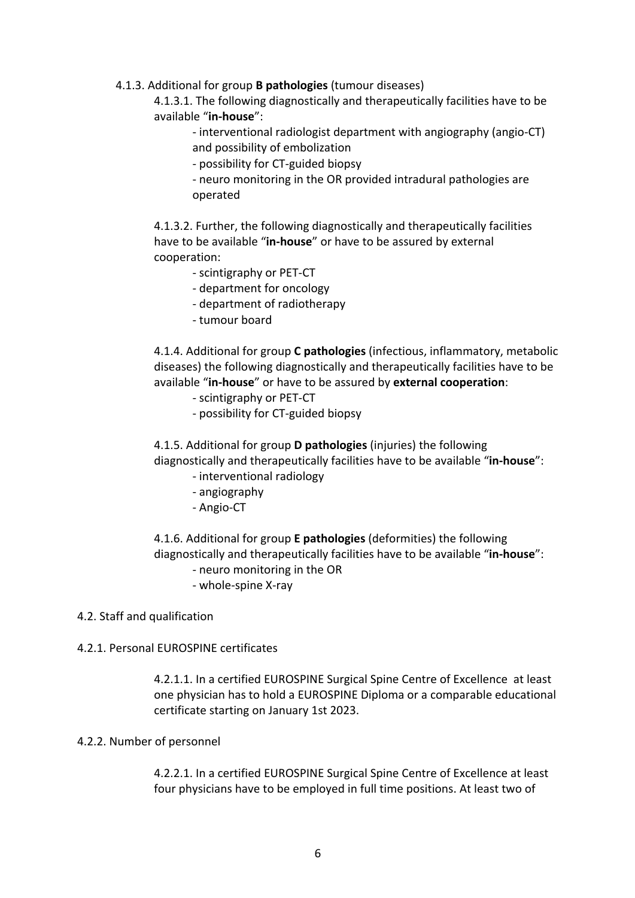4.1.3. Additional for group **B pathologies** (tumour diseases)

4.1.3.1. The following diagnostically and therapeutically facilities have to be available "**in-house**":

- interventional radiologist department with angiography (angio-CT) and possibility of embolization
- possibility for CT-guided biopsy
- neuro monitoring in the OR provided intradural pathologies are operated

4.1.3.2. Further, the following diagnostically and therapeutically facilities have to be available "**in-house**" or have to be assured by external cooperation:

- scintigraphy or PET-CT
- department for oncology
- department of radiotherapy
- tumour board

4.1.4. Additional for group **C pathologies** (infectious, inflammatory, metabolic diseases) the following diagnostically and therapeutically facilities have to be available "**in-house**" or have to be assured by **external cooperation**:

- scintigraphy or PET-CT
- possibility for CT-guided biopsy

4.1.5. Additional for group **D pathologies** (injuries) the following diagnostically and therapeutically facilities have to be available "**in-house**":

- interventional radiology
- angiography
- Angio-CT

4.1.6. Additional for group **E pathologies** (deformities) the following diagnostically and therapeutically facilities have to be available "**in-house**":

- neuro monitoring in the OR
- whole-spine X-ray

4.2. Staff and qualification

4.2.1. Personal EUROSPINE certificates

4.2.1.1. In a certified EUROSPINE Surgical Spine Centre of Excellence at least one physician has to hold a EUROSPINE Diploma or a comparable educational certificate starting on January 1st 2023.

4.2.2. Number of personnel

4.2.2.1. In a certified EUROSPINE Surgical Spine Centre of Excellence at least four physicians have to be employed in full time positions. At least two of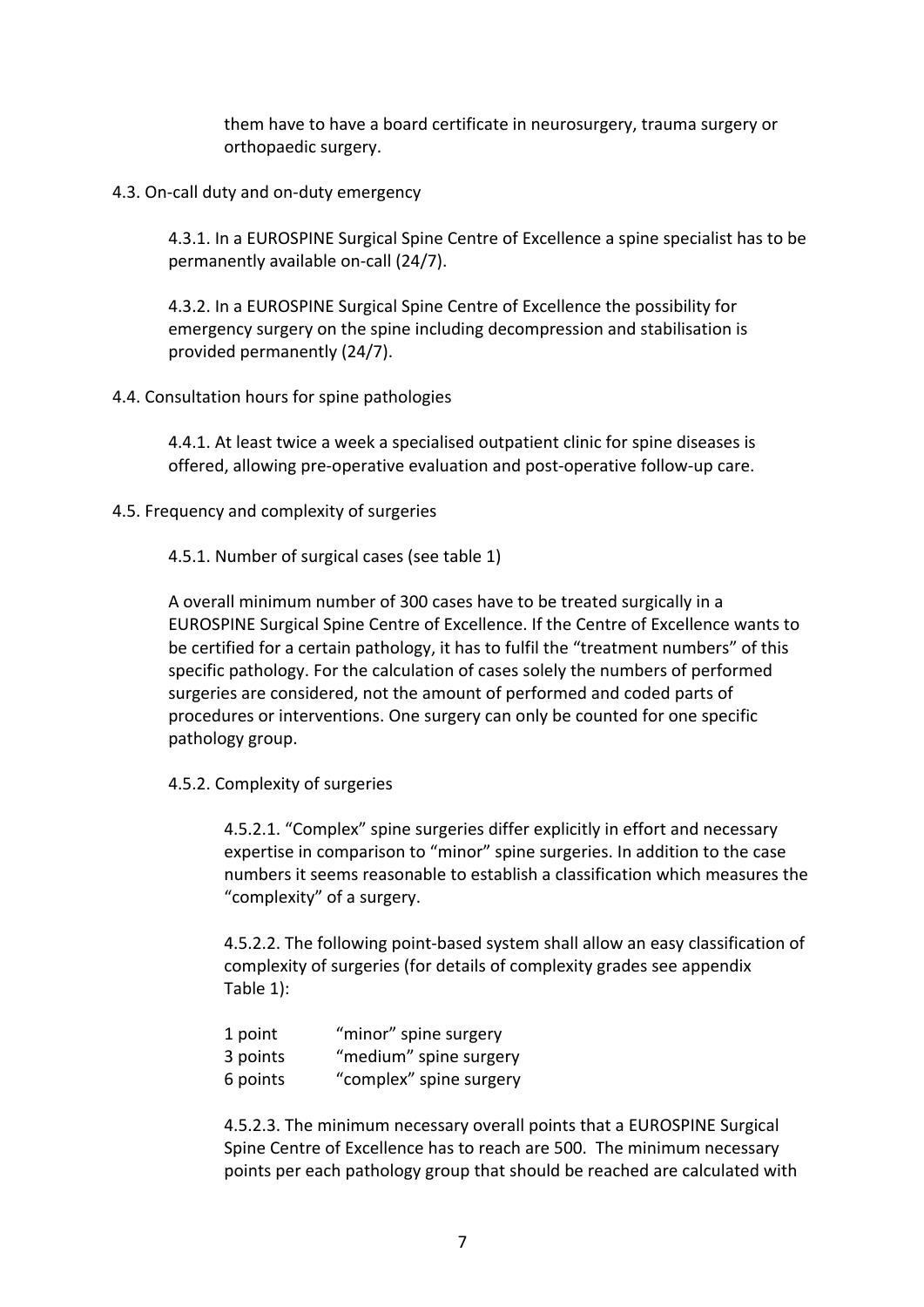them have to have a board certificate in neurosurgery, trauma surgery or orthopaedic surgery.

### 4.3. On-call duty and on-duty emergency

4.3.1. In a EUROSPINE Surgical Spine Centre of Excellence a spine specialist has to be permanently available on-call (24/7).

4.3.2. In a EUROSPINE Surgical Spine Centre of Excellence the possibility for emergency surgery on the spine including decompression and stabilisation is provided permanently (24/7).

### 4.4. Consultation hours for spine pathologies

4.4.1. At least twice a week a specialised outpatient clinic for spine diseases is offered, allowing pre-operative evaluation and post-operative follow-up care.

### 4.5. Frequency and complexity of surgeries

#### 4.5.1. Number of surgical cases (see table 1)

A overall minimum number of 300 cases have to be treated surgically in a EUROSPINE Surgical Spine Centre of Excellence. If the Centre of Excellence wants to be certified for a certain pathology, it has to fulfil the "treatment numbers" of this specific pathology. For the calculation of cases solely the numbers of performed surgeries are considered, not the amount of performed and coded parts of procedures or interventions. One surgery can only be counted for one specific pathology group.

#### 4.5.2. Complexity of surgeries

4.5.2.1. "Complex" spine surgeries differ explicitly in effort and necessary expertise in comparison to "minor" spine surgeries. In addition to the case numbers it seems reasonable to establish a classification which measures the "complexity" of a surgery.

4.5.2.2. The following point-based system shall allow an easy classification of complexity of surgeries (for details of complexity grades see appendix Table 1):

| | |
|---|---|
| 1 point | "minor" spine surgery |
| 3 points | "medium" spine surgery |
| 6 points | "complex" spine surgery |

4.5.2.3. The minimum necessary overall points that a EUROSPINE Surgical Spine Centre of Excellence has to reach are 500. The minimum necessary points per each pathology group that should be reached are calculated with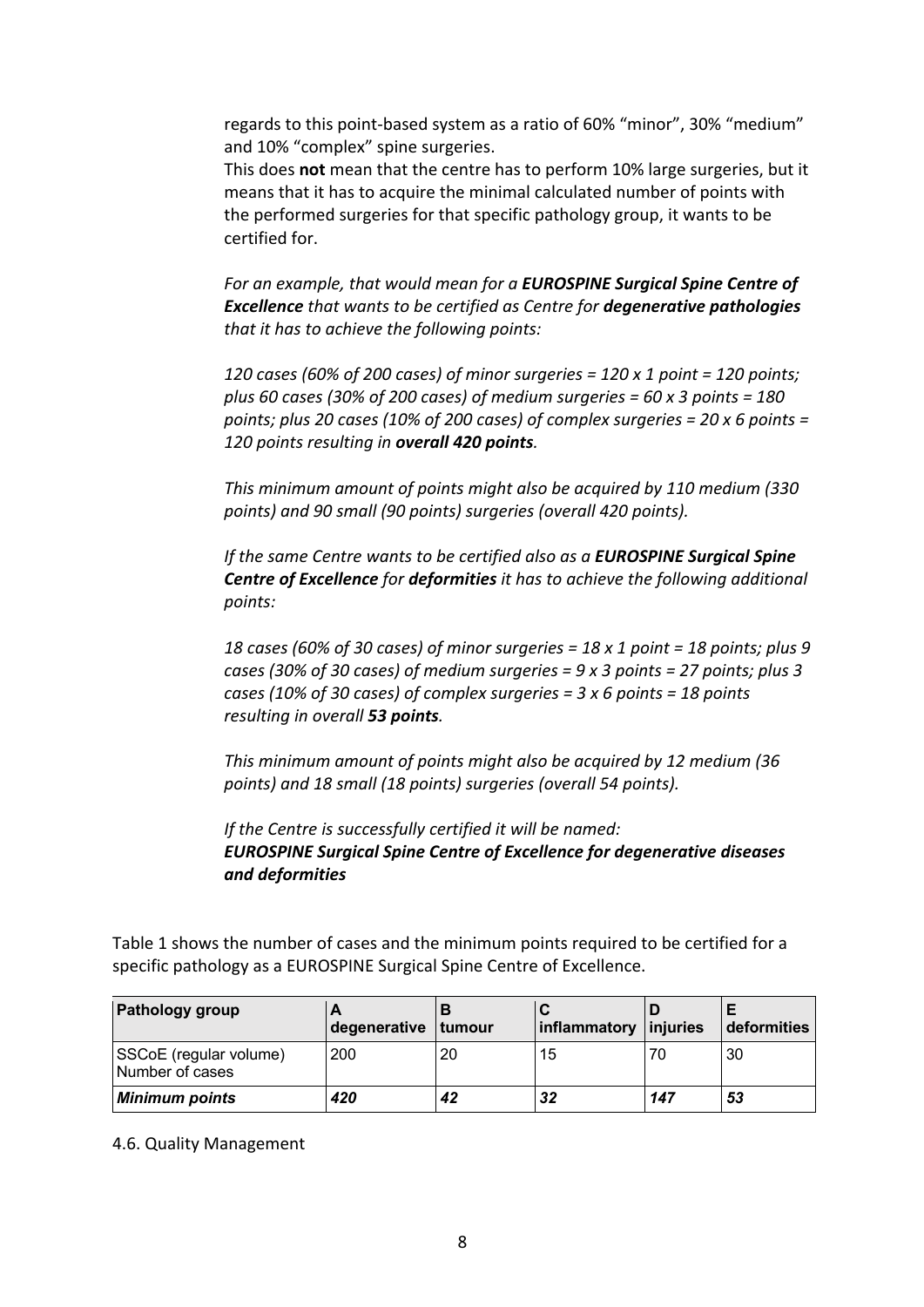regards to this point-based system as a ratio of 60% “minor”, 30% “medium” and 10% “complex” spine surgeries.
This does **not** mean that the centre has to perform 10% large surgeries, but it means that it has to acquire the minimal calculated number of points with the performed surgeries for that specific pathology group, it wants to be certified for.

*For an example, that would mean for a **EUROSPINE Surgical Spine Centre of Excellence** that wants to be certified as Centre for **degenerative pathologies** that it has to achieve the following points:*

*120 cases (60% of 200 cases) of minor surgeries = 120 x 1 point = 120 points; plus 60 cases (30% of 200 cases) of medium surgeries = 60 x 3 points = 180 points; plus 20 cases (10% of 200 cases) of complex surgeries = 20 x 6 points = 120 points resulting in **overall 420 points**.*

*This minimum amount of points might also be acquired by 110 medium (330 points) and 90 small (90 points) surgeries (overall 420 points).*

*If the same Centre wants to be certified also as a **EUROSPINE Surgical Spine Centre of Excellence** for **deformities** it has to achieve the following additional points:*

*18 cases (60% of 30 cases) of minor surgeries = 18 x 1 point = 18 points; plus 9 cases (30% of 30 cases) of medium surgeries = 9 x 3 points = 27 points; plus 3 cases (10% of 30 cases) of complex surgeries = 3 x 6 points = 18 points resulting in overall **53 points**.*

*This minimum amount of points might also be acquired by 12 medium (36 points) and 18 small (18 points) surgeries (overall 54 points).*

*If the Centre is successfully certified it will be named:*
***EUROSPINE Surgical Spine Centre of Excellence for degenerative diseases and deformities***

Table 1 shows the number of cases and the minimum points required to be certified for a specific pathology as a EUROSPINE Surgical Spine Centre of Excellence.

| **Pathology group** | **A degenerative** | **B tumour** | **C inflammatory** | **D injuries** | **E deformities** |
|---|---|---|---|---|---|
| SSCoE (regular volume) Number of cases | 200 | 20 | 15 | 70 | 30 |
| ***Minimum points*** | ***420*** | ***42*** | ***32*** | ***147*** | ***53*** |

4.6. Quality Management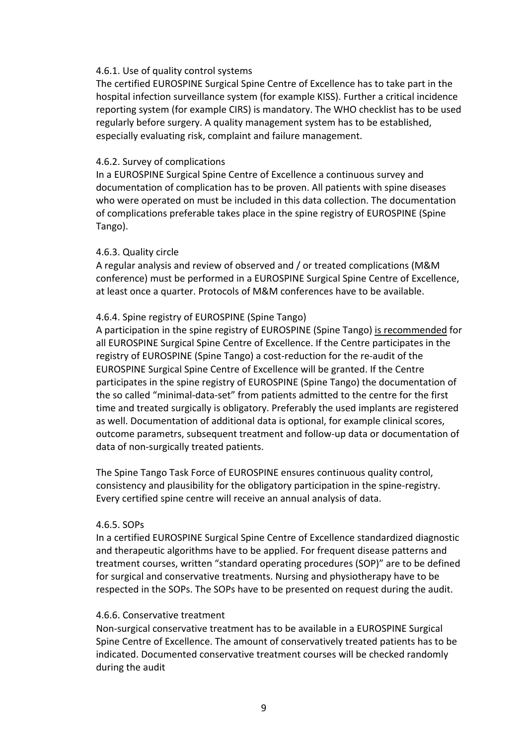#### 4.6.1. Use of quality control systems

The certified EUROSPINE Surgical Spine Centre of Excellence has to take part in the hospital infection surveillance system (for example KISS). Further a critical incidence reporting system (for example CIRS) is mandatory. The WHO checklist has to be used regularly before surgery. A quality management system has to be established, especially evaluating risk, complaint and failure management.

#### 4.6.2. Survey of complications

In a EUROSPINE Surgical Spine Centre of Excellence a continuous survey and documentation of complication has to be proven. All patients with spine diseases who were operated on must be included in this data collection. The documentation of complications preferable takes place in the spine registry of EUROSPINE (Spine Tango).

#### 4.6.3. Quality circle

A regular analysis and review of observed and / or treated complications (M&M conference) must be performed in a EUROSPINE Surgical Spine Centre of Excellence, at least once a quarter. Protocols of M&M conferences have to be available.

#### 4.6.4. Spine registry of EUROSPINE (Spine Tango)

A participation in the spine registry of EUROSPINE (Spine Tango) <u>is recommended</u> for all EUROSPINE Surgical Spine Centre of Excellence. If the Centre participates in the registry of EUROSPINE (Spine Tango) a cost-reduction for the re-audit of the EUROSPINE Surgical Spine Centre of Excellence will be granted. If the Centre participates in the spine registry of EUROSPINE (Spine Tango) the documentation of the so called "minimal-data-set" from patients admitted to the centre for the first time and treated surgically is obligatory. Preferably the used implants are registered as well. Documentation of additional data is optional, for example clinical scores, outcome parametrs, subsequent treatment and follow-up data or documentation of data of non-surgically treated patients.

The Spine Tango Task Force of EUROSPINE ensures continuous quality control, consistency and plausibility for the obligatory participation in the spine-registry. Every certified spine centre will receive an annual analysis of data.

#### 4.6.5. SOPs

In a certified EUROSPINE Surgical Spine Centre of Excellence standardized diagnostic and therapeutic algorithms have to be applied. For frequent disease patterns and treatment courses, written "standard operating procedures (SOP)" are to be defined for surgical and conservative treatments. Nursing and physiotherapy have to be respected in the SOPs. The SOPs have to be presented on request during the audit.

#### 4.6.6. Conservative treatment

Non-surgical conservative treatment has to be available in a EUROSPINE Surgical Spine Centre of Excellence. The amount of conservatively treated patients has to be indicated. Documented conservative treatment courses will be checked randomly during the audit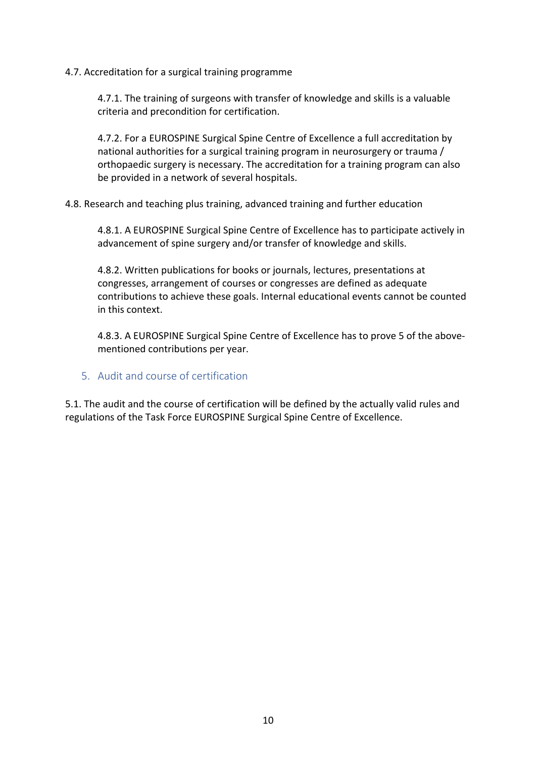4.7. Accreditation for a surgical training programme

4.7.1. The training of surgeons with transfer of knowledge and skills is a valuable criteria and precondition for certification.

4.7.2. For a EUROSPINE Surgical Spine Centre of Excellence a full accreditation by national authorities for a surgical training program in neurosurgery or trauma / orthopaedic surgery is necessary. The accreditation for a training program can also be provided in a network of several hospitals.

4.8. Research and teaching plus training, advanced training and further education

4.8.1. A EUROSPINE Surgical Spine Centre of Excellence has to participate actively in advancement of spine surgery and/or transfer of knowledge and skills.

4.8.2. Written publications for books or journals, lectures, presentations at congresses, arrangement of courses or congresses are defined as adequate contributions to achieve these goals. Internal educational events cannot be counted in this context.

4.8.3. A EUROSPINE Surgical Spine Centre of Excellence has to prove 5 of the above-mentioned contributions per year.

## 5. Audit and course of certification

5.1. The audit and the course of certification will be defined by the actually valid rules and regulations of the Task Force EUROSPINE Surgical Spine Centre of Excellence.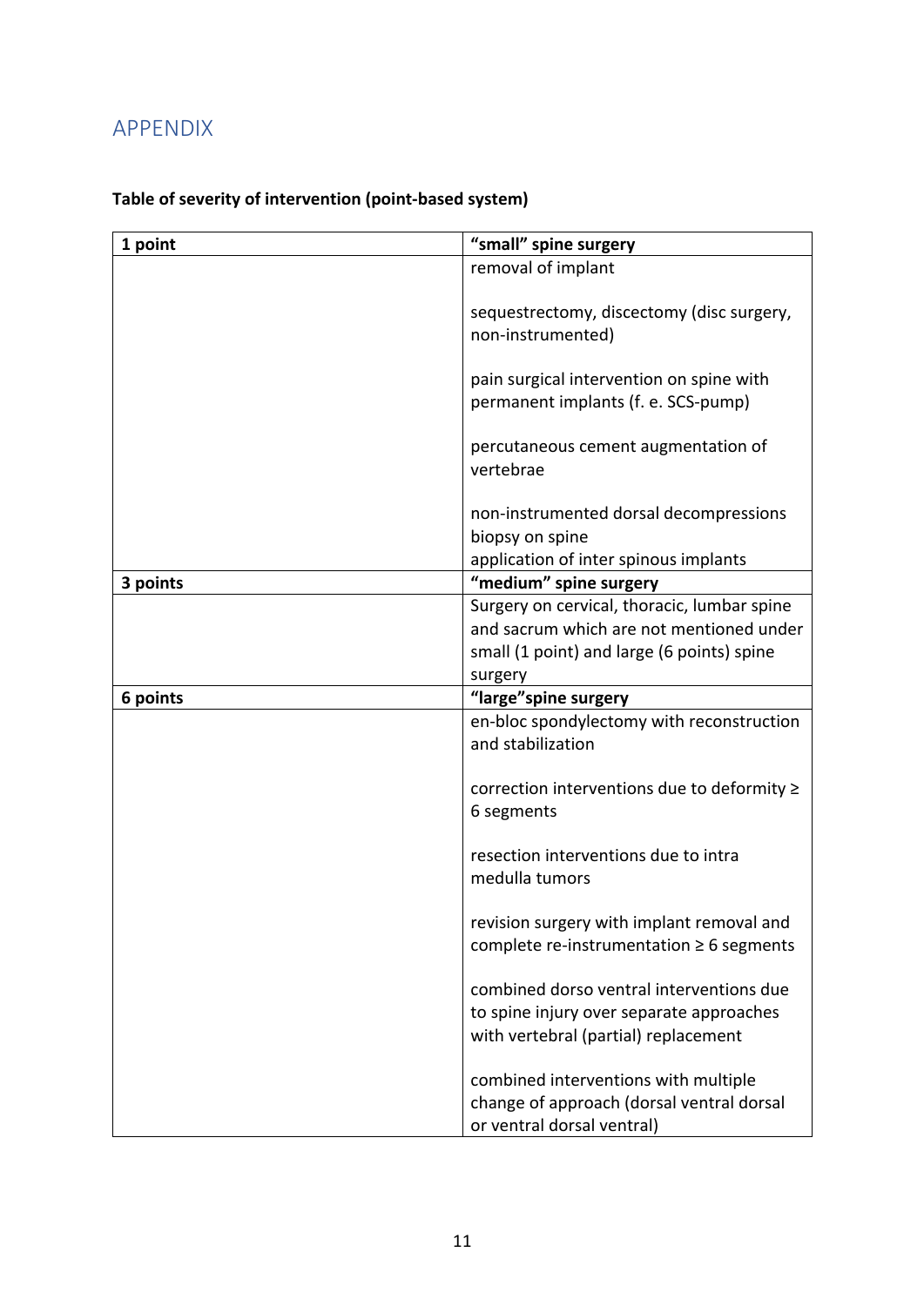## APPENDIX

**Table of severity of intervention (point-based system)**

| | |
|---|---|
| **1 point** | **"small" spine surgery** |
| | removal of implant<br><br>sequestrectomy, discectomy (disc surgery, non-instrumented)<br><br>pain surgical intervention on spine with permanent implants (f. e. SCS-pump)<br><br>percutaneous cement augmentation of vertebrae<br><br>non-instrumented dorsal decompressions<br>biopsy on spine<br>application of inter spinous implants |
| **3 points** | **"medium" spine surgery** |
| | Surgery on cervical, thoracic, lumbar spine and sacrum which are not mentioned under small (1 point) and large (6 points) spine surgery |
| **6 points** | **"large"spine surgery** |
| | en-bloc spondylectomy with reconstruction and stabilization<br><br>correction interventions due to deformity ≥ 6 segments<br><br>resection interventions due to intra medulla tumors<br><br>revision surgery with implant removal and complete re-instrumentation ≥ 6 segments<br><br>combined dorso ventral interventions due to spine injury over separate approaches with vertebral (partial) replacement<br><br>combined interventions with multiple change of approach (dorsal ventral dorsal or ventral dorsal ventral) |